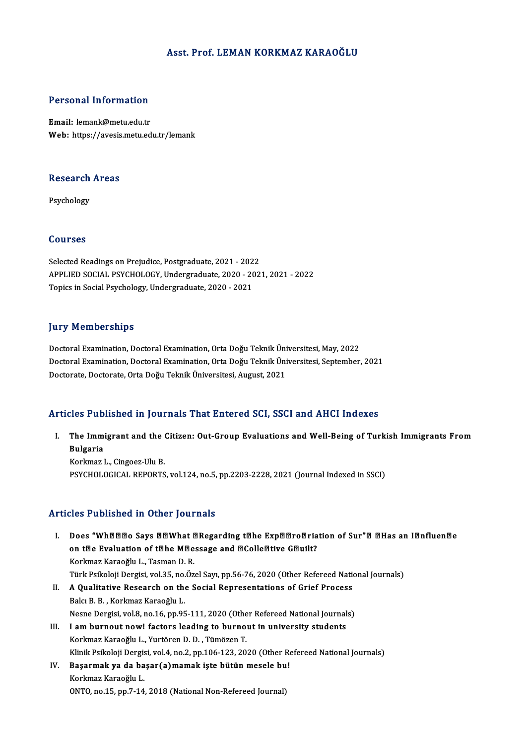// Asst. Prof. LEMAN KORKMAZ KARAOĞLU

## Personal Information

**Email:** lemank@metu.edu.tr
**Web:** https://avesis.metu.edu.tr/lemank

## Research Areas

Psychology

## Courses

Selected Readings on Prejudice, Postgraduate, 2021 - 2022
APPLIED SOCIAL PSYCHOLOGY, Undergraduate, 2020 - 2021, 2021 - 2022
Topics in Social Psychology, Undergraduate, 2020 - 2021

## Jury Memberships

Doctoral Examination, Doctoral Examination, Orta Doğu Teknik Üniversitesi, May, 2022
Doctoral Examination, Doctoral Examination, Orta Doğu Teknik Üniversitesi, September, 2021
Doctorate, Doctorate, Orta Doğu Teknik Üniversitesi, August, 2021

## Articles Published in Journals That Entered SCI, SSCI and AHCI Indexes

I. **The Immigrant and the Citizen: Out-Group Evaluations and Well-Being of Turkish Immigrants From Bulgaria**
Korkmaz L., Cingoez-Ulu B.
PSYCHOLOGICAL REPORTS, vol.124, no.5, pp.2203-2228, 2021 (Journal Indexed in SSCI)

## Articles Published in Other Journals

I. **Does “Wh����o Says ��What �Regarding t�he Exp��ro�riation of Sur”� �Has an I�nfluen�e on t�e Evaluation of t�he M�essage and �Colle�tive G�uilt?**
Korkmaz Karaoğlu L., Tasman D. R.
Türk Psikoloji Dergisi, vol.35, no.Özel Sayı, pp.56-76, 2020 (Other Refereed National Journals)

II. **A Qualitative Research on the Social Representations of Grief Process**
Balcı B. B. , Korkmaz Karaoğlu L.
Nesne Dergisi, vol.8, no.16, pp.95-111, 2020 (Other Refereed National Journals)

III. **I am burnout now! factors leading to burnout in university students**
Korkmaz Karaoğlu L., Yurtören D. D. , Tümözen T.
Klinik Psikoloji Dergisi, vol.4, no.2, pp.106-123, 2020 (Other Refereed National Journals)

IV. **Başarmak ya da başar(a)mamak işte bütün mesele bu!**
Korkmaz Karaoğlu L.
ONTO, no.15, pp.7-14, 2018 (National Non-Refereed Journal)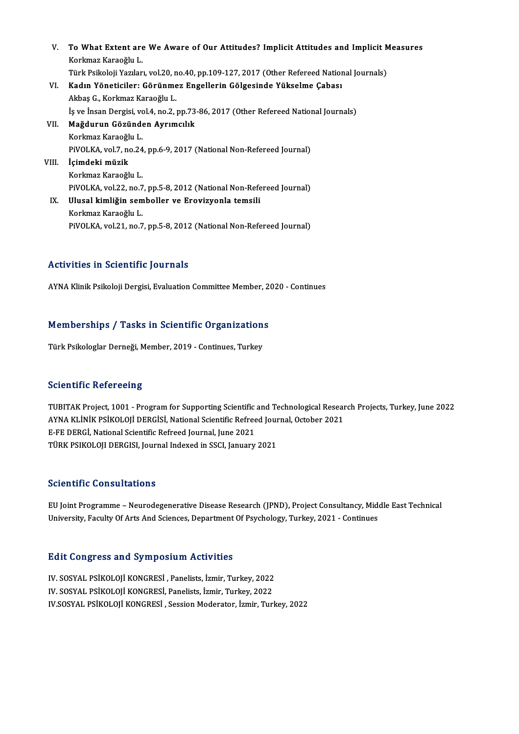V. **To What Extent are We Aware of Our Attitudes? Implicit Attitudes and Implicit Measures**
Korkmaz Karaoğlu L.
Türk Psikoloji Yazıları, vol.20, no.40, pp.109-127, 2017 (Other Refereed National Journals)

VI. **Kadın Yöneticiler: Görünmez Engellerin Gölgesinde Yükselme Çabası**
Akbaş G., Korkmaz Karaoğlu L.
İş ve İnsan Dergisi, vol.4, no.2, pp.73-86, 2017 (Other Refereed National Journals)

VII. **Mağdurun Gözünden Ayrımcılık**
Korkmaz Karaoğlu L.
PiVOLKA, vol.7, no.24, pp.6-9, 2017 (National Non-Refereed Journal)

VIII. **İçimdeki müzik**
Korkmaz Karaoğlu L.
PiVOLKA, vol.22, no.7, pp.5-8, 2012 (National Non-Refereed Journal)

IX. **Ulusal kimliğin semboller ve Erovizyonla temsili**
Korkmaz Karaoğlu L.
PiVOLKA, vol.21, no.7, pp.5-8, 2012 (National Non-Refereed Journal)

## Activities in Scientific Journals

AYNA Klinik Psikoloji Dergisi, Evaluation Committee Member, 2020 - Continues

## Memberships / Tasks in Scientific Organizations

Türk Psikologlar Derneği, Member, 2019 - Continues, Turkey

## Scientific Refereeing

TUBITAK Project, 1001 - Program for Supporting Scientific and Technological Research Projects, Turkey, June 2022
AYNA KLİNİK PSİKOLOJİ DERGİSİ, National Scientific Refreed Journal, October 2021
E-FE DERGİ, National Scientific Refreed Journal, June 2021
TÜRK PSIKOLOJI DERGISI, Journal Indexed in SSCI, January 2021

## Scientific Consultations

EU Joint Programme – Neurodegenerative Disease Research (JPND), Project Consultancy, Middle East Technical University, Faculty Of Arts And Sciences, Department Of Psychology, Turkey, 2021 - Continues

## Edit Congress and Symposium Activities

IV. SOSYAL PSİKOLOJİ KONGRESİ , Panelists, İzmir, Turkey, 2022
IV. SOSYAL PSİKOLOJİ KONGRESİ, Panelists, İzmir, Turkey, 2022
IV.SOSYAL PSİKOLOJİ KONGRESİ , Session Moderator, İzmir, Turkey, 2022